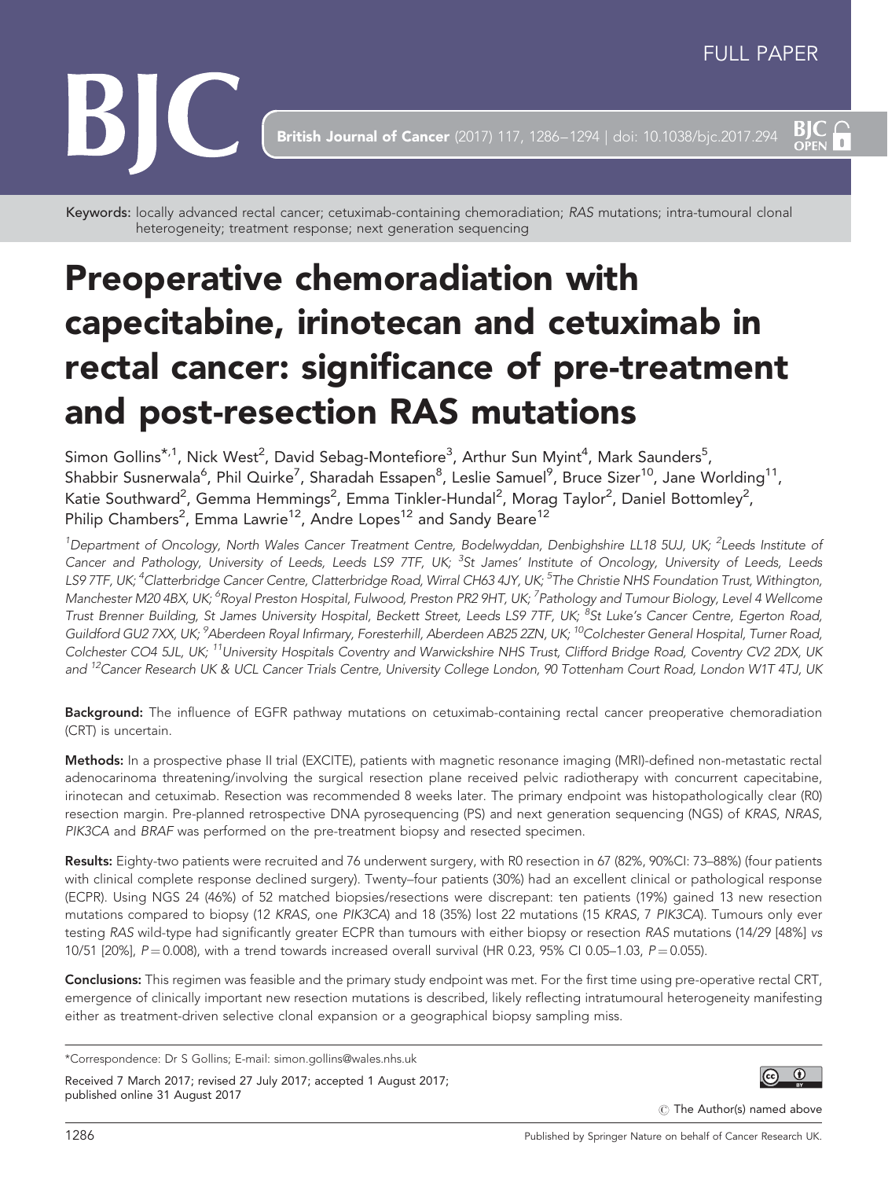FULL PAPER

Keywords: locally advanced rectal cancer; cetuximab-containing chemoradiation; *RAS* mutations; intra-tumoural clonal heterogeneity; treatment response; next generation sequencing

# Preoperative chemoradiation with capecitabine, irinotecan and cetuximab in rectal cancer: significance of pre-treatment and post-resection RAS mutations

Simon Gollins*[,1], Nick West[2], David Sebag-Montefiore[3], Arthur Sun Myint[4], Mark Saunders[5], Shabbir Susnerwala[6], Phil Quirke[7], Sharadah Essapen[8], Leslie Samuel[9], Bruce Sizer[10], Jane Worlding[11], Katie Southward[2], Gemma Hemmings[2], Emma Tinkler-Hundal[2], Morag Taylor[2], Daniel Bottomley[2], Philip Chambers[2], Emma Lawrie[12], Andre Lopes[12] and Sandy Beare[12]

[1]Department of Oncology, North Wales Cancer Treatment Centre, Bodelwyddan, Denbighshire LL18 5UJ, UK; [2]Leeds Institute of Cancer and Pathology, University of Leeds, Leeds LS9 7TF, UK; [3]St James' Institute of Oncology, University of Leeds, Leeds LS9 7TF, UK; [4]Clatterbridge Cancer Centre, Clatterbridge Road, Wirral CH63 4JY, UK; [5]The Christie NHS Foundation Trust, Withington, Manchester M20 4BX, UK; [6]Royal Preston Hospital, Fulwood, Preston PR2 9HT, UK; [7]Pathology and Tumour Biology, Level 4 Wellcome Trust Brenner Building, St James University Hospital, Beckett Street, Leeds LS9 7TF, UK; [8]St Luke's Cancer Centre, Egerton Road, Guildford GU2 7XX, UK; [9]Aberdeen Royal Infirmary, Foresterhill, Aberdeen AB25 2ZN, UK; [10]Colchester General Hospital, Turner Road, Colchester CO4 5JL, UK; [11]University Hospitals Coventry and Warwickshire NHS Trust, Clifford Bridge Road, Coventry CV2 2DX, UK and [12]Cancer Research UK & UCL Cancer Trials Centre, University College London, 90 Tottenham Court Road, London W1T 4TJ, UK

**Background:** The influence of EGFR pathway mutations on cetuximab-containing rectal cancer preoperative chemoradiation (CRT) is uncertain.

**Methods:** In a prospective phase II trial (EXCITE), patients with magnetic resonance imaging (MRI)-defined non-metastatic rectal adenocarcinoma threatening/involving the surgical resection plane received pelvic radiotherapy with concurrent capecitabine, irinotecan and cetuximab. Resection was recommended 8 weeks later. The primary endpoint was histopathologically clear (R0) resection margin. Pre-planned retrospective DNA pyrosequencing (PS) and next generation sequencing (NGS) of *KRAS*, *NRAS*, *PIK3CA* and *BRAF* was performed on the pre-treatment biopsy and resected specimen.

**Results:** Eighty-two patients were recruited and 76 underwent surgery, with R0 resection in 67 (82%, 90%CI: 73–88%) (four patients with clinical complete response declined surgery). Twenty–four patients (30%) had an excellent clinical or pathological response (ECPR). Using NGS 24 (46%) of 52 matched biopsies/resections were discrepant: ten patients (19%) gained 13 new resection mutations compared to biopsy (12 *KRAS*, one *PIK3CA*) and 18 (35%) lost 22 mutations (15 *KRAS*, 7 *PIK3CA*). Tumours only ever testing *RAS* wild-type had significantly greater ECPR than tumours with either biopsy or resection *RAS* mutations (14/29 [48%] *vs* 10/51 [20%], $P = 0.008$), with a trend towards increased overall survival (HR 0.23, 95% CI 0.05–1.03, $P = 0.055$).

**Conclusions:** This regimen was feasible and the primary study endpoint was met. For the first time using pre-operative rectal CRT, emergence of clinically important new resection mutations is described, likely reflecting intratumoural heterogeneity manifesting either as treatment-driven selective clonal expansion or a geographical biopsy sampling miss.

*Correspondence: Dr S Gollins; E-mail: simon.gollins@wales.nhs.uk

Received 7 March 2017; revised 27 July 2017; accepted 1 August 2017; published online 31 August 2017

© The Author(s) named above

Published by Springer Nature on behalf of Cancer Research UK.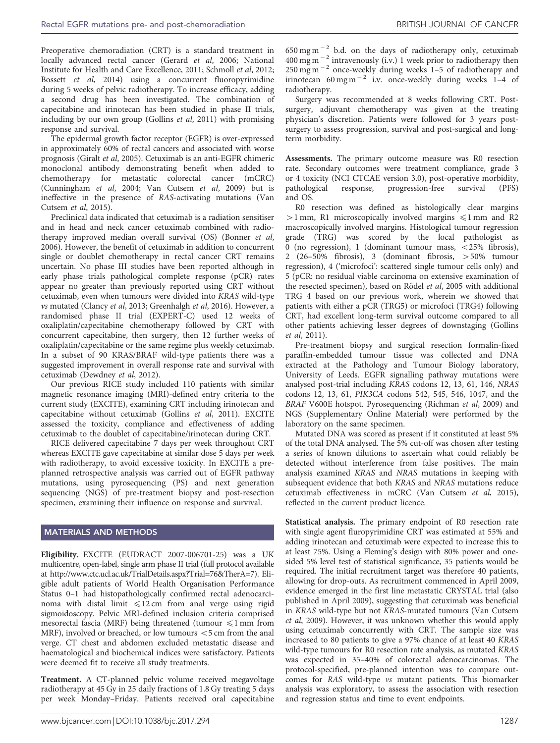Preoperative chemoradiation (CRT) is a standard treatment in locally advanced rectal cancer (Gerard *et al*, 2006; National Institute for Health and Care Excellence, 2011; Schmoll *et al*, 2012; Bossett *et al*, 2014) using a concurrent fluoropyrimidine during 5 weeks of pelvic radiotherapy. To increase efficacy, adding a second drug has been investigated. The combination of capecitabine and irinotecan has been studied in phase II trials, including by our own group (Gollins *et al*, 2011) with promising response and survival.

The epidermal growth factor receptor (EGFR) is over-expressed in approximately 60% of rectal cancers and associated with worse prognosis (Giralt *et al*, 2005). Cetuximab is an anti-EGFR chimeric monoclonal antibody demonstrating benefit when added to chemotherapy for metastatic colorectal cancer (mCRC) (Cunningham *et al*, 2004; Van Cutsem *et al*, 2009) but is ineffective in the presence of *RAS*-activating mutations (Van Cutsem *et al*, 2015).

Preclinical data indicated that cetuximab is a radiation sensitiser and in head and neck cancer cetuximab combined with radiotherapy improved median overall survival (OS) (Bonner *et al*, 2006). However, the benefit of cetuximab in addition to concurrent single or doublet chemotherapy in rectal cancer CRT remains uncertain. No phase III studies have been reported although in early phase trials pathological complete response (pCR) rates appear no greater than previously reported using CRT without cetuximab, even when tumours were divided into *KRAS* wild-type *vs* mutated (Clancy *et al*, 2013; Greenhalgh *et al*, 2016). However, a randomised phase II trial (EXPERT-C) used 12 weeks of oxaliplatin/capecitabine chemotherapy followed by CRT with concurrent capecitabine, then surgery, then 12 further weeks of oxaliplatin/capecitabine or the same regime plus weekly cetuximab. In a subset of 90 KRAS/BRAF wild-type patients there was a suggested improvement in overall response rate and survival with cetuximab (Dewdney *et al*, 2012).

Our previous RICE study included 110 patients with similar magnetic resonance imaging (MRI)-defined entry criteria to the current study (EXCITE), examining CRT including irinotecan and capecitabine without cetuximab (Gollins *et al*, 2011). EXCITE assessed the toxicity, compliance and effectiveness of adding cetuximab to the doublet of capecitabine/irinotecan during CRT.

RICE delivered capecitabine 7 days per week throughout CRT whereas EXCITE gave capecitabine at similar dose 5 days per week with radiotherapy, to avoid excessive toxicity. In EXCITE a pre-planned retrospective analysis was carried out of EGFR pathway mutations, using pyrosequencing (PS) and next generation sequencing (NGS) of pre-treatment biopsy and post-resection specimen, examining their influence on response and survival.

## MATERIALS AND METHODS

**Eligibility.** EXCITE (EUDRACT 2007-006701-25) was a UK multicentre, open-label, single arm phase II trial (full protocol available at http://www.ctc.ucl.ac.uk/TrialDetails.aspx?Trial=76&TherA=7). Eligible adult patients of World Health Organisation Performance Status 0–1 had histopathologically confirmed rectal adenocarcinoma with distal limit $\leqslant$12 cm from anal verge using rigid sigmoidoscopy. Pelvic MRI-defined inclusion criteria comprised mesorectal fascia (MRF) being threatened (tumour $\leqslant$1 mm from MRF), involved or breached, or low tumours $<$5 cm from the anal verge. CT chest and abdomen excluded metastatic disease and haematological and biochemical indices were satisfactory. Patients were deemed fit to receive all study treatments.

**Treatment.** A CT-planned pelvic volume received megavoltage radiotherapy at 45 Gy in 25 daily fractions of 1.8 Gy treating 5 days per week Monday–Friday. Patients received oral capecitabine 650 mg m$^{-2}$ b.d. on the days of radiotherapy only, cetuximab 400 mg m$^{-2}$ intravenously (i.v.) 1 week prior to radiotherapy then 250 mg m$^{-2}$ once-weekly during weeks 1–5 of radiotherapy and irinotecan 60 mg m$^{-2}$ i.v. once-weekly during weeks 1–4 of radiotherapy.

Surgery was recommended at 8 weeks following CRT. Post-surgery, adjuvant chemotherapy was given at the treating physician's discretion. Patients were followed for 3 years post-surgery to assess progression, survival and post-surgical and long-term morbidity.

**Assessments.** The primary outcome measure was R0 resection rate. Secondary outcomes were treatment compliance, grade 3 or 4 toxicity (NCI CTCAE version 3.0), post-operative morbidity, pathological response, progression-free survival (PFS) and OS.

R0 resection was defined as histologically clear margins $>$1 mm, R1 microscopically involved margins $\leqslant$1 mm and R2 macroscopically involved margins. Histological tumour regression grade (TRG) was scored by the local pathologist as 0 (no regression), 1 (dominant tumour mass, $<$25% fibrosis), 2 (26–50% fibrosis), 3 (dominant fibrosis, $>$50% tumour regression), 4 ('microfoci': scattered single tumour cells only) and 5 (pCR: no residual viable carcinoma on extensive examination of the resected specimen), based on Rödel *et al*, 2005 with additional TRG 4 based on our previous work, wherein we showed that patients with either a pCR (TRG5) or microfoci (TRG4) following CRT, had excellent long-term survival outcome compared to all other patients achieving lesser degrees of downstaging (Gollins *et al*, 2011).

Pre-treatment biopsy and surgical resection formalin-fixed paraffin-embedded tumour tissue was collected and DNA extracted at the Pathology and Tumour Biology laboratory, University of Leeds. EGFR signalling pathway mutations were analysed post-trial including *KRAS* codons 12, 13, 61, 146, *NRAS* codons 12, 13, 61, *PIK3CA* codons 542, 545, 546, 1047, and the *BRAF* V600E hotspot. Pyrosequencing (Richman *et al*, 2009) and NGS (Supplementary Online Material) were performed by the laboratory on the same specimen.

Mutated DNA was scored as present if it constituted at least 5% of the total DNA analysed. The 5% cut-off was chosen after testing a series of known dilutions to ascertain what could reliably be detected without interference from false positives. The main analysis examined KRAS and NRAS mutations in keeping with subsequent evidence that both KRAS and NRAS mutations reduce cetuximab effectiveness in mCRC (Van Cutsem *et al*, 2015), reflected in the current product licence.

**Statistical analysis.** The primary endpoint of R0 resection rate with single agent fluropyrimidine CRT was estimated at 55% and adding irinotecan and cetuximab were expected to increase this to at least 75%. Using a Fleming's design with 80% power and one-sided 5% level test of statistical significance, 35 patients would be required. The initial recruitment target was therefore 40 patients, allowing for drop-outs. As recruitment commenced in April 2009, evidence emerged in the first line metastatic CRYSTAL trial (also published in April 2009), suggesting that cetuximab was beneficial in *KRAS* wild-type but not *KRAS*-mutated tumours (Van Cutsem *et al*, 2009). However, it was unknown whether this would apply using cetuximab concurrently with CRT. The sample size was increased to 80 patients to give a 97% chance of at least 40 *KRAS* wild-type tumours for R0 resection rate analysis, as mutated *KRAS* was expected in 35–40% of colorectal adenocarcinomas. The protocol-specified, pre-planned intention was to compare outcomes for *RAS* wild-type *vs* mutant patients. This biomarker analysis was exploratory, to assess the association with resection and regression status and time to event endpoints.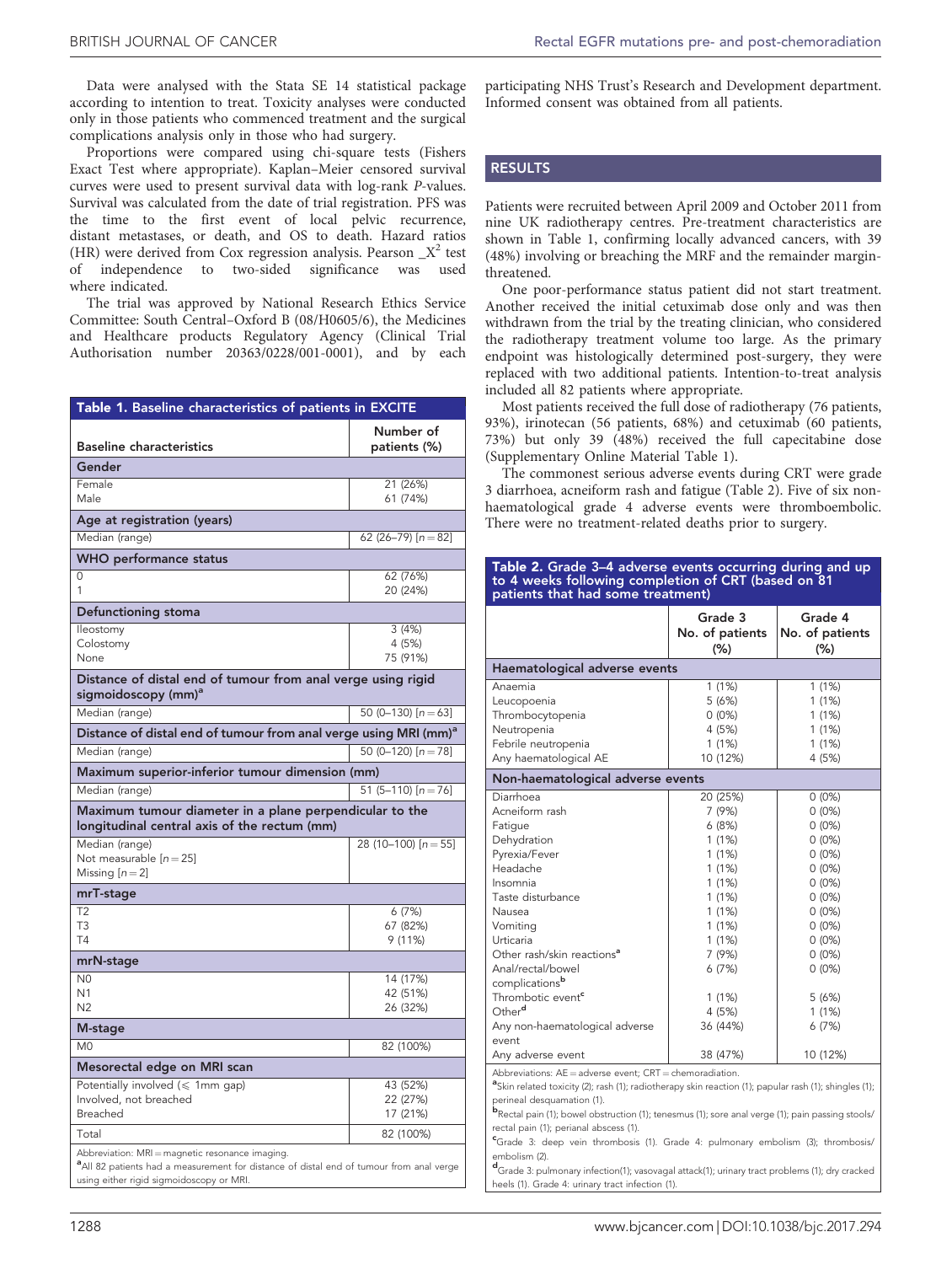Data were analysed with the Stata SE 14 statistical package according to intention to treat. Toxicity analyses were conducted only in those patients who commenced treatment and the surgical complications analysis only in those who had surgery.

Proportions were compared using chi-square tests (Fishers Exact Test where appropriate). Kaplan–Meier censored survival curves were used to present survival data with log-rank *P*-values. Survival was calculated from the date of trial registration. PFS was the time to the first event of local pelvic recurrence, distant metastases, or death, and OS to death. Hazard ratios (HR) were derived from Cox regression analysis. Pearson $\chi^2$ test of independence to two-sided significance was used where indicated.

The trial was approved by National Research Ethics Service Committee: South Central–Oxford B (08/H0605/6), the Medicines and Healthcare products Regulatory Agency (Clinical Trial Authorisation number 20363/0228/001-0001), and by each participating NHS Trust's Research and Development department. Informed consent was obtained from all patients.

**Table 1.** Baseline characteristics of patients in EXCITE

| Baseline characteristics | Number of patients (%) |
|---|---|
| **Gender** | |
| Female | 21 (26%) |
| Male | 61 (74%) |
| **Age at registration (years)** | |
| Median (range) | 62 (26–79) [n = 82] |
| **WHO performance status** | |
| 0 | 62 (76%) |
| 1 | 20 (24%) |
| **Defunctioning stoma** | |
| Ileostomy | 3 (4%) |
| Colostomy | 4 (5%) |
| None | 75 (91%) |
| **Distance of distal end of tumour from anal verge using rigid sigmoidoscopy (mm)[a]** | |
| Median (range) | 50 (0–130) [n = 63] |
| **Distance of distal end of tumour from anal verge using MRI (mm)[a]** | |
| Median (range) | 50 (0–120) [n = 78] |
| **Maximum superior-inferior tumour dimension (mm)** | |
| Median (range) | 51 (5–110) [n = 76] |
| **Maximum tumour diameter in a plane perpendicular to the longitudinal central axis of the rectum (mm)** | |
| Median (range)<br>Not measurable [n = 25]<br>Missing [n = 2] | 28 (10–100) [n = 55] |
| **mrT-stage** | |
| T2 | 6 (7%) |
| T3 | 67 (82%) |
| T4 | 9 (11%) |
| **mrN-stage** | |
| N0 | 14 (17%) |
| N1 | 42 (51%) |
| N2 | 26 (32%) |
| **M-stage** | |
| M0 | 82 (100%) |
| **Mesorectal edge on MRI scan** | |
| Potentially involved (≤ 1mm gap) | 43 (52%) |
| Involved, not breached | 22 (27%) |
| Breached | 17 (21%) |
| Total | 82 (100%) |

Abbreviation: MRI = magnetic resonance imaging.
[a]All 82 patients had a measurement for distance of distal end of tumour from anal verge using either rigid sigmoidoscopy or MRI.

## RESULTS

Patients were recruited between April 2009 and October 2011 from nine UK radiotherapy centres. Pre-treatment characteristics are shown in Table 1, confirming locally advanced cancers, with 39 (48%) involving or breaching the MRF and the remainder margin-threatened.

One poor-performance status patient did not start treatment. Another received the initial cetuximab dose only and was then withdrawn from the trial by the treating clinician, who considered the radiotherapy treatment volume too large. As the primary endpoint was histologically determined post-surgery, they were replaced with two additional patients. Intention-to-treat analysis included all 82 patients where appropriate.

Most patients received the full dose of radiotherapy (76 patients, 93%), irinotecan (56 patients, 68%) and cetuximab (60 patients, 73%) but only 39 (48%) received the full capecitabine dose (Supplementary Online Material Table 1).

The commonest serious adverse events during CRT were grade 3 diarrhoea, acneiform rash and fatigue (Table 2). Five of six non-haematological grade 4 adverse events were thromboembolic. There were no treatment-related deaths prior to surgery.

**Table 2.** Grade 3–4 adverse events occurring during and up to 4 weeks following completion of CRT (based on 81 patients that had some treatment)

| | Grade 3 No. of patients (%) | Grade 4 No. of patients (%) |
|---|---|---|
| **Haematological adverse events** | | |
| Anaemia | 1 (1%) | 1 (1%) |
| Leucopoenia | 5 (6%) | 1 (1%) |
| Thrombocytopenia | 0 (0%) | 1 (1%) |
| Neutropenia | 4 (5%) | 1 (1%) |
| Febrile neutropenia | 1 (1%) | 1 (1%) |
| Any haematological AE | 10 (12%) | 4 (5%) |
| **Non-haematological adverse events** | | |
| Diarrhoea | 20 (25%) | 0 (0%) |
| Acneiform rash | 7 (9%) | 0 (0%) |
| Fatigue | 6 (8%) | 0 (0%) |
| Dehydration | 1 (1%) | 0 (0%) |
| Pyrexia/Fever | 1 (1%) | 0 (0%) |
| Headache | 1 (1%) | 0 (0%) |
| Insomnia | 1 (1%) | 0 (0%) |
| Taste disturbance | 1 (1%) | 0 (0%) |
| Nausea | 1 (1%) | 0 (0%) |
| Vomiting | 1 (1%) | 0 (0%) |
| Urticaria | 1 (1%) | 0 (0%) |
| Other rash/skin reactions[a] | 7 (9%) | 0 (0%) |
| Anal/rectal/bowel complications[b] | 6 (7%) | 0 (0%) |
| Thrombotic event[c] | 1 (1%) | 5 (6%) |
| Other[d] | 4 (5%) | 1 (1%) |
| Any non-haematological adverse event | 36 (44%) | 6 (7%) |
| Any adverse event | 38 (47%) | 10 (12%) |

Abbreviations: AE = adverse event; CRT = chemoradiation.
[a]Skin related toxicity (2); rash (1); radiotherapy skin reaction (1); papular rash (1); shingles (1); perineal desquamation (1).
[b]Rectal pain (1); bowel obstruction (1); tenesmus (1); sore anal verge (1); pain passing stools/rectal pain (1); perianal abscess (1).
[c]Grade 3: deep vein thrombosis (1). Grade 4: pulmonary embolism (3); thrombosis/embolism (2).
[d]Grade 3: pulmonary infection(1); vasovagal attack(1); urinary tract problems (1); dry cracked heels (1). Grade 4: urinary tract infection (1).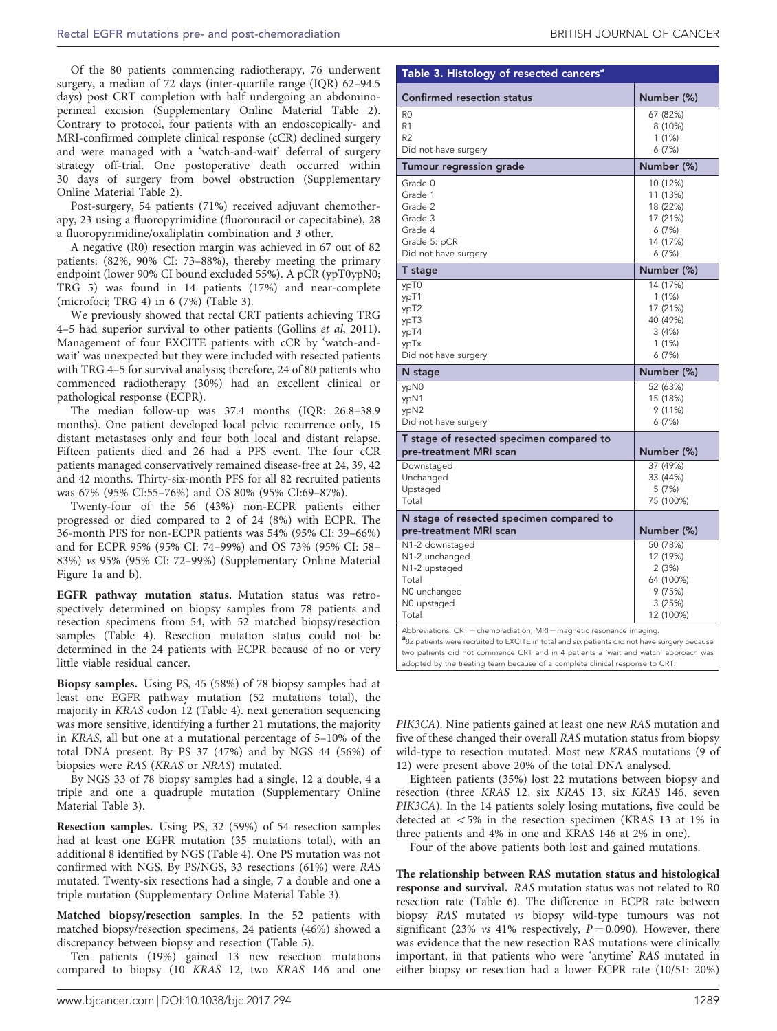Of the 80 patients commencing radiotherapy, 76 underwent surgery, a median of 72 days (inter-quartile range (IQR) 62–94.5 days) post CRT completion with half undergoing an abdomino-perineal excision (Supplementary Online Material Table 2). Contrary to protocol, four patients with an endoscopically- and MRI-confirmed complete clinical response (cCR) declined surgery and were managed with a 'watch-and-wait' deferral of surgery strategy off-trial. One postoperative death occurred within 30 days of surgery from bowel obstruction (Supplementary Online Material Table 2).

Post-surgery, 54 patients (71%) received adjuvant chemotherapy, 23 using a fluoropyrimidine (fluorouracil or capecitabine), 28 a fluoropyrimidine/oxaliplatin combination and 3 other.

A negative (R0) resection margin was achieved in 67 out of 82 patients: (82%, 90% CI: 73–88%), thereby meeting the primary endpoint (lower 90% CI bound excluded 55%). A pCR (ypT0ypN0; TRG 5) was found in 14 patients (17%) and near-complete (microfoci; TRG 4) in 6 (7%) (Table 3).

We previously showed that rectal CRT patients achieving TRG 4–5 had superior survival to other patients (Gollins *et al*, 2011). Management of four EXCITE patients with cCR by 'watch-and-wait' was unexpected but they were included with resected patients with TRG 4–5 for survival analysis; therefore, 24 of 80 patients who commenced radiotherapy (30%) had an excellent clinical or pathological response (ECPR).

The median follow-up was 37.4 months (IQR: 26.8–38.9 months). One patient developed local pelvic recurrence only, 15 distant metastases only and four both local and distant relapse. Fifteen patients died and 26 had a PFS event. The four cCR patients managed conservatively remained disease-free at 24, 39, 42 and 42 months. Thirty-six-month PFS for all 82 recruited patients was 67% (95% CI:55–76%) and OS 80% (95% CI:69–87%).

Twenty-four of the 56 (43%) non-ECPR patients either progressed or died compared to 2 of 24 (8%) with ECPR. The 36-month PFS for non-ECPR patients was 54% (95% CI: 39–66%) and for ECPR 95% (95% CI: 74–99%) and OS 73% (95% CI: 58–83%) *vs* 95% (95% CI: 72–99%) (Supplementary Online Material Figure 1a and b).

**EGFR pathway mutation status.** Mutation status was retrospectively determined on biopsy samples from 78 patients and resection specimens from 54, with 52 matched biopsy/resection samples (Table 4). Resection mutation status could not be determined in the 24 patients with ECPR because of no or very little viable residual cancer.

**Biopsy samples.** Using PS, 45 (58%) of 78 biopsy samples had at least one EGFR pathway mutation (52 mutations total), the majority in *KRAS* codon 12 (Table 4). next generation sequencing was more sensitive, identifying a further 21 mutations, the majority in *KRAS*, all but one at a mutational percentage of 5–10% of the total DNA present. By PS 37 (47%) and by NGS 44 (56%) of biopsies were *RAS* (*KRAS* or *NRAS*) mutated.

By NGS 33 of 78 biopsy samples had a single, 12 a double, 4 a triple and one a quadruple mutation (Supplementary Online Material Table 3).

**Resection samples.** Using PS, 32 (59%) of 54 resection samples had at least one EGFR mutation (35 mutations total), with an additional 8 identified by NGS (Table 4). One PS mutation was not confirmed with NGS. By PS/NGS, 33 resections (61%) were *RAS* mutated. Twenty-six resections had a single, 7 a double and one a triple mutation (Supplementary Online Material Table 3).

**Matched biopsy/resection samples.** In the 52 patients with matched biopsy/resection specimens, 24 patients (46%) showed a discrepancy between biopsy and resection (Table 5).

Ten patients (19%) gained 13 new resection mutations compared to biopsy (10 *KRAS* 12, two *KRAS* 146 and one *PIK3CA*). Nine patients gained at least one new *RAS* mutation and five of these changed their overall *RAS* mutation status from biopsy wild-type to resection mutated. Most new *KRAS* mutations (9 of 12) were present above 20% of the total DNA analysed.

Eighteen patients (35%) lost 22 mutations between biopsy and resection (three *KRAS* 12, six *KRAS* 13, six *KRAS* 146, seven *PIK3CA*). In the 14 patients solely losing mutations, five could be detected at <5% in the resection specimen (KRAS 13 at 1% in three patients and 4% in one and KRAS 146 at 2% in one).

Four of the above patients both lost and gained mutations.

**The relationship between RAS mutation status and histological response and survival.** *RAS* mutation status was not related to R0 resection rate (Table 6). The difference in ECPR rate between biopsy *RAS* mutated *vs* biopsy wild-type tumours was not significant (23% *vs* 41% respectively, $P = 0.090$). However, there was evidence that the new resection RAS mutations were clinically important, in that patients who were 'anytime' *RAS* mutated in either biopsy or resection had a lower ECPR rate (10/51: 20%)

**Table 3. Histology of resected cancers[a]**

| Confirmed resection status | Number (%) |
|---|---|
| R0 | 67 (82%) |
| R1 | 8 (10%) |
| R2 | 1 (1%) |
| Did not have surgery | 6 (7%) |
| **Tumour regression grade** | **Number (%)** |
| Grade 0 | 10 (12%) |
| Grade 1 | 11 (13%) |
| Grade 2 | 18 (22%) |
| Grade 3 | 17 (21%) |
| Grade 4 | 6 (7%) |
| Grade 5: pCR | 14 (17%) |
| Did not have surgery | 6 (7%) |
| **T stage** | **Number (%)** |
| ypT0 | 14 (17%) |
| ypT1 | 1 (1%) |
| ypT2 | 17 (21%) |
| ypT3 | 40 (49%) |
| ypT4 | 3 (4%) |
| ypTx | 1 (1%) |
| Did not have surgery | 6 (7%) |
| **N stage** | **Number (%)** |
| ypN0 | 52 (63%) |
| ypN1 | 15 (18%) |
| ypN2 | 9 (11%) |
| Did not have surgery | 6 (7%) |
| **T stage of resected specimen compared to pre-treatment MRI scan** | **Number (%)** |
| Downstaged | 37 (49%) |
| Unchanged | 33 (44%) |
| Upstaged | 5 (7%) |
| Total | 75 (100%) |
| **N stage of resected specimen compared to pre-treatment MRI scan** | **Number (%)** |
| N1-2 downstaged | 50 (78%) |
| N1-2 unchanged | 12 (19%) |
| N1-2 upstaged | 2 (3%) |
| Total | 64 (100%) |
| N0 unchanged | 9 (75%) |
| N0 upstaged | 3 (25%) |
| Total | 12 (100%) |

Abbreviations: CRT = chemoradiation; MRI = magnetic resonance imaging.
[a]82 patients were recruited to EXCITE in total and six patients did not have surgery because two patients did not commence CRT and in 4 patients a 'wait and watch' approach was adopted by the treating team because of a complete clinical response to CRT.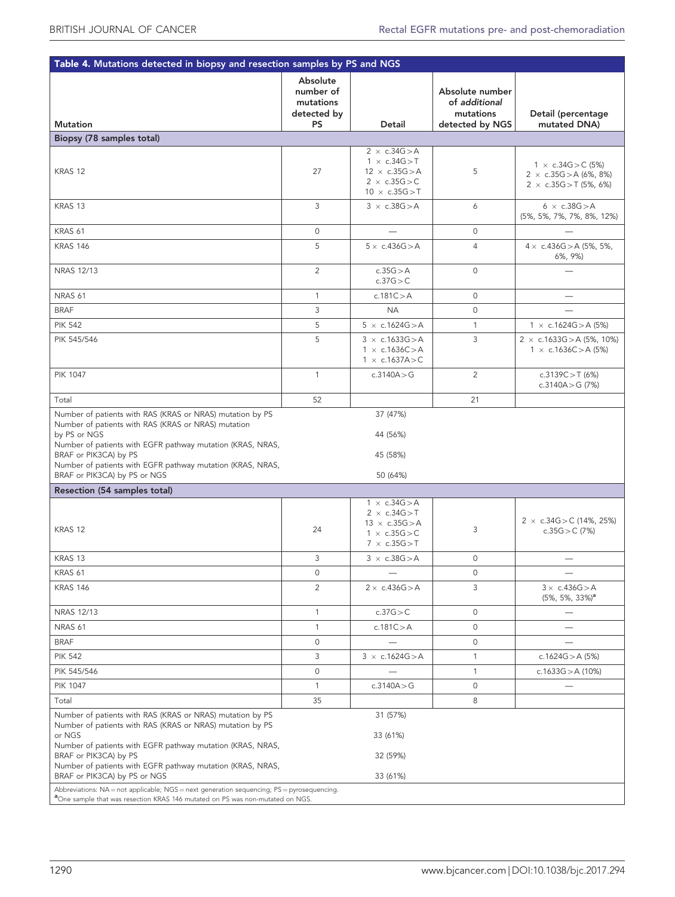**Table 4. Mutations detected in biopsy and resection samples by PS and NGS**

| Mutation | Absolute number of mutations detected by PS | Detail | Absolute number of *additional* mutations detected by NGS | Detail (percentage mutated DNA) |
|---|---|---|---|---|
| **Biopsy (78 samples total)** | | | | |
| KRAS 12 | 27 | 2 × c.34G>A<br>1 × c.34G>T<br>12 × c.35G>A<br>2 × c.35G>C<br>10 × c.35G>T | 5 | 1 × c.34G>C (5%)<br>2 × c.35G>A (6%, 8%)<br>2 × c.35G>T (5%, 6%) |
| KRAS 13 | 3 | 3 × c.38G>A | 6 | 6 × c.38G>A (5%, 5%, 7%, 7%, 8%, 12%) |
| KRAS 61 | 0 | — | 0 | — |
| KRAS 146 | 5 | 5 × c.436G>A | 4 | 4 × c.436G>A (5%, 5%, 6%, 9%) |
| NRAS 12/13 | 2 | c.35G>A<br>c.37G>C | 0 | — |
| NRAS 61 | 1 | c.181C>A | 0 | — |
| BRAF | 3 | NA | 0 | — |
| PIK 542 | 5 | 5 × c.1624G>A | 1 | 1 × c.1624G>A (5%) |
| PIK 545/546 | 5 | 3 × c.1633G>A<br>1 × c.1636C>A<br>1 × c.1637A>C | 3 | 2 × c.1633G>A (5%, 10%)<br>1 × c.1636C>A (5%) |
| PIK 1047 | 1 | c.3140A>G | 2 | c.3139C>T (6%)<br>c.3140A>G (7%) |
| Total | 52 | | 21 | |
| Number of patients with RAS (KRAS or NRAS) mutation by PS | | 37 (47%) | | |
| Number of patients with RAS (KRAS or NRAS) mutation by PS or NGS | | 44 (56%) | | |
| Number of patients with EGFR pathway mutation (KRAS, NRAS, BRAF or PIK3CA) by PS | | 45 (58%) | | |
| Number of patients with EGFR pathway mutation (KRAS, NRAS, BRAF or PIK3CA) by PS or NGS | | 50 (64%) | | |
| **Resection (54 samples total)** | | | | |
| KRAS 12 | 24 | 1 × c.34G>A<br>2 × c.34G>T<br>13 × c.35G>A<br>1 × c.35G>C<br>7 × c.35G>T | 3 | 2 × c.34G>C (14%, 25%)<br>c.35G>C (7%) |
| KRAS 13 | 3 | 3 × c.38G>A | 0 | — |
| KRAS 61 | 0 | — | 0 | — |
| KRAS 146 | 2 | 2 × c.436G>A | 3 | 3 × c.436G>A (5%, 5%, 33%)[a] |
| NRAS 12/13 | 1 | c.37G>C | 0 | — |
| NRAS 61 | 1 | c.181C>A | 0 | — |
| BRAF | 0 | — | 0 | — |
| PIK 542 | 3 | 3 × c.1624G>A | 1 | c.1624G>A (5%) |
| PIK 545/546 | 0 | — | 1 | c.1633G>A (10%) |
| PIK 1047 | 1 | c.3140A>G | 0 | — |
| Total | 35 | | 8 | |
| Number of patients with RAS (KRAS or NRAS) mutation by PS | | 31 (57%) | | |
| Number of patients with RAS (KRAS or NRAS) mutation by PS or NGS | | 33 (61%) | | |
| Number of patients with EGFR pathway mutation (KRAS, NRAS, BRAF or PIK3CA) by PS | | 32 (59%) | | |
| Number of patients with EGFR pathway mutation (KRAS, NRAS, BRAF or PIK3CA) by PS or NGS | | 33 (61%) | | |

Abbreviations: NA = not applicable; NGS = next generation sequencing; PS = pyrosequencing.
[a]One sample that was resection KRAS 146 mutated on PS was non-mutated on NGS.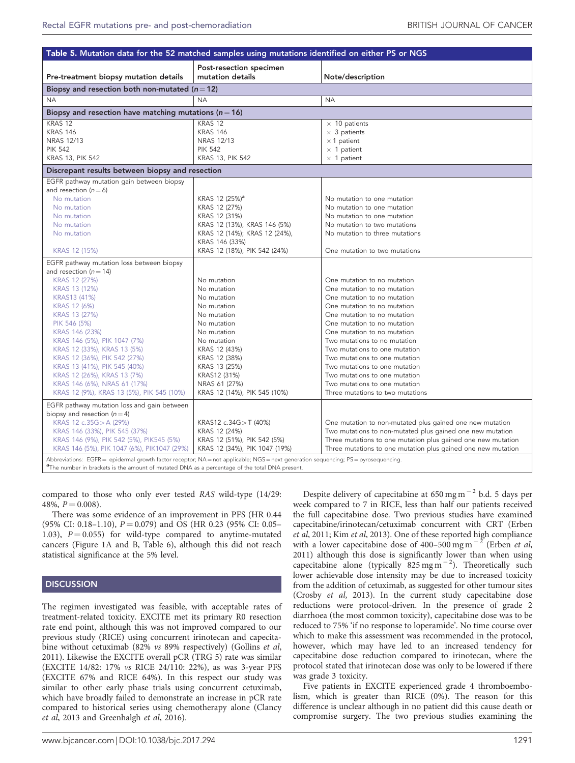**Table 5. Mutation data for the 52 matched samples using mutations identified on either PS or NGS**

| Pre-treatment biopsy mutation details | Post-resection specimen mutation details | Note/description |
|---|---|---|
| **Biopsy and resection both non-mutated (*n* = 12)** | | |
| NA | NA | NA |
| **Biopsy and resection have matching mutations (*n* = 16)** | | |
| KRAS 12 | KRAS 12 | × 10 patients |
| KRAS 146 | KRAS 146 | × 3 patients |
| NRAS 12/13 | NRAS 12/13 | × 1 patient |
| PIK 542 | PIK 542 | × 1 patient |
| KRAS 13, PIK 542 | KRAS 13, PIK 542 | × 1 patient |
| **Discrepant results between biopsy and resection** | | |
| EGFR pathway mutation gain between biopsy and resection (*n* = 6) | | |
| No mutation | KRAS 12 (25%)[a] | No mutation to one mutation |
| No mutation | KRAS 12 (27%) | No mutation to one mutation |
| No mutation | KRAS 12 (31%) | No mutation to one mutation |
| No mutation | KRAS 12 (13%), KRAS 146 (5%) | No mutation to two mutations |
| No mutation | KRAS 12 (14%); KRAS 12 (24%), KRAS 146 (33%) | No mutation to three mutations |
| KRAS 12 (15%) | KRAS 12 (18%), PIK 542 (24%) | One mutation to two mutations |
| EGFR pathway mutation loss between biopsy and resection (*n* = 14) | | |
| KRAS 12 (27%) | No mutation | One mutation to no mutation |
| KRAS 13 (12%) | No mutation | One mutation to no mutation |
| KRAS13 (41%) | No mutation | One mutation to no mutation |
| KRAS 12 (6%) | No mutation | One mutation to no mutation |
| KRAS 13 (27%) | No mutation | One mutation to no mutation |
| PIK 546 (5%) | No mutation | One mutation to no mutation |
| KRAS 146 (23%) | No mutation | One mutation to no mutation |
| KRAS 146 (5%), PIK 1047 (7%) | No mutation | Two mutations to no mutation |
| KRAS 12 (33%), KRAS 13 (5%) | KRAS 12 (43%) | Two mutations to one mutation |
| KRAS 12 (36%), PIK 542 (27%) | KRAS 12 (38%) | Two mutations to one mutation |
| KRAS 13 (41%), PIK 545 (40%) | KRAS 13 (25%) | Two mutations to one mutation |
| KRAS 12 (26%), KRAS 13 (7%) | KRAS12 (31%) | Two mutations to one mutation |
| KRAS 146 (6%), NRAS 61 (17%) | NRAS 61 (27%) | Two mutations to one mutation |
| KRAS 12 (9%), KRAS 13 (5%), PIK 545 (10%) | KRAS 12 (14%), PIK 545 (10%) | Three mutations to two mutations |
| EGFR pathway mutation loss and gain between biopsy and resection (*n* = 4) | | |
| KRAS 12 c.35G > A (29%) | KRAS12 c.34G > T (40%) | One mutation to non-mutated plus gained one new mutation |
| KRAS 146 (33%), PIK 545 (37%) | KRAS 12 (24%) | Two mutations to non-mutated plus gained one new mutation |
| KRAS 146 (9%), PIK 542 (5%), PIK545 (5%) | KRAS 12 (51%), PIK 542 (5%) | Three mutations to one mutation plus gained one new mutation |
| KRAS 146 (5%), PIK 1047 (6%), PIK1047 (29%) | KRAS 12 (34%), PIK 1047 (19%) | Three mutations to one mutation plus gained one new mutation |

Abbreviations: EGFR = epidermal growth factor receptor; NA = not applicable; NGS = next generation sequencing; PS = pyrosequencing.
[a]The number in brackets is the amount of mutated DNA as a percentage of the total DNA present.

compared to those who only ever tested *RAS* wild-type (14/29: 48%, $P = 0.008$).

There was some evidence of an improvement in PFS (HR 0.44 (95% CI: 0.18–1.10), $P = 0.079$) and OS (HR 0.23 (95% CI: 0.05–1.03), $P = 0.055$) for wild-type compared to anytime-mutated cancers (Figure 1A and B, Table 6), although this did not reach statistical significance at the 5% level.

## DISCUSSION

The regimen investigated was feasible, with acceptable rates of treatment-related toxicity. EXCITE met its primary R0 resection rate end point, although this was not improved compared to our previous study (RICE) using concurrent irinotecan and capecitabine without cetuximab (82% *vs* 89% respectively) (Gollins *et al*, 2011). Likewise the EXCITE overall pCR (TRG 5) rate was similar (EXCITE 14/82: 17% *vs* RICE 24/110: 22%), as was 3-year PFS (EXCITE 67% and RICE 64%). In this respect our study was similar to other early phase trials using concurrent cetuximab, which have broadly failed to demonstrate an increase in pCR rate compared to historical series using chemotherapy alone (Clancy *et al*, 2013 and Greenhalgh *et al*, 2016).

Despite delivery of capecitabine at 650 mg $m^{-2}$ b.d. 5 days per week compared to 7 in RICE, less than half our patients received the full capecitabine dose. Two previous studies have examined capecitabine/irinotecan/cetuximab concurrent with CRT (Erben *et al*, 2011; Kim *et al*, 2013). One of these reported high compliance with a lower capecitabine dose of 400–500 mg $m^{-2}$ (Erben *et al*, 2011) although this dose is significantly lower than when using capecitabine alone (typically 825 mg $m^{-2}$). Theoretically such lower achievable dose intensity may be due to increased toxicity from the addition of cetuximab, as suggested for other tumour sites (Crosby *et al*, 2013). In the current study capecitabine dose reductions were protocol-driven. In the presence of grade 2 diarrhoea (the most common toxicity), capecitabine dose was to be reduced to 75% 'if no response to loperamide'. No time course over which to make this assessment was recommended in the protocol, however, which may have led to an increased tendency for capecitabine dose reduction compared to irinotecan, where the protocol stated that irinotecan dose was only to be lowered if there was grade 3 toxicity.

Five patients in EXCITE experienced grade 4 thromboembolism, which is greater than RICE (0%). The reason for this difference is unclear although in no patient did this cause death or compromise surgery. The two previous studies examining the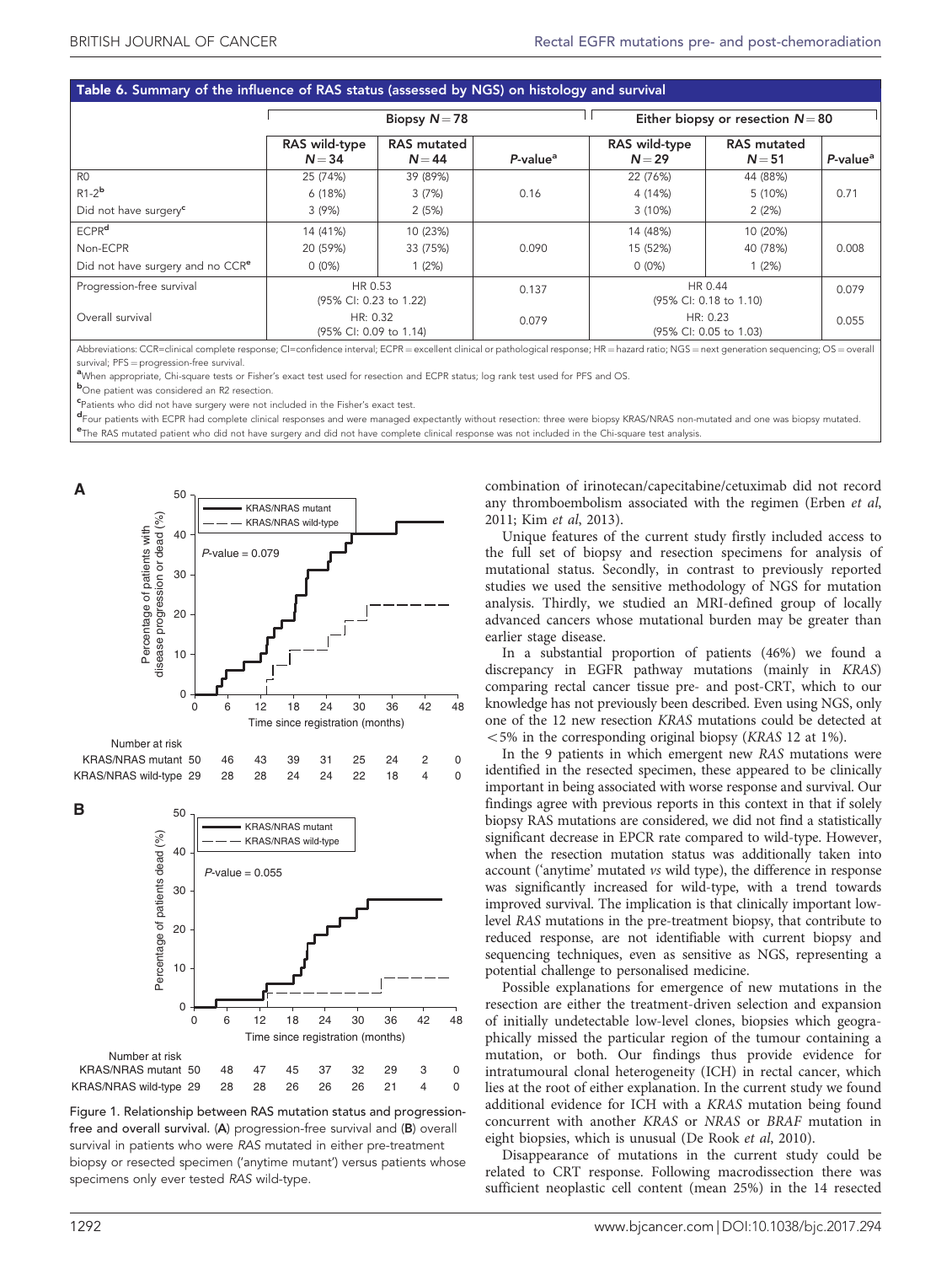**Table 6. Summary of the influence of RAS status (assessed by NGS) on histology and survival**

| | Biopsy N=78 | | | Either biopsy or resection N=80 | | |
|---|---|---|---|---|---|---|
| | RAS wild-type N=34 | RAS mutated N=44 | P-value[a] | RAS wild-type N=29 | RAS mutated N=51 | P-value[a] |
| R0 | 25 (74%) | 39 (89%) | | 22 (76%) | 44 (88%) | |
| R1-2[b] | 6 (18%) | 3 (7%) | 0.16 | 4 (14%) | 5 (10%) | 0.71 |
| Did not have surgery[c] | 3 (9%) | 2 (5%) | | 3 (10%) | 2 (2%) | |
| ECPR[d] | 14 (41%) | 10 (23%) | | 14 (48%) | 10 (20%) | |
| Non-ECPR | 20 (59%) | 33 (75%) | 0.090 | 15 (52%) | 40 (78%) | 0.008 |
| Did not have surgery and no CCR[e] | 0 (0%) | 1 (2%) | | 0 (0%) | 1 (2%) | |
| Progression-free survival | HR 0.53 (95% CI: 0.23 to 1.22) | | 0.137 | HR 0.44 (95% CI: 0.18 to 1.10) | | 0.079 |
| Overall survival | HR: 0.32 (95% CI: 0.09 to 1.14) | | 0.079 | HR: 0.23 (95% CI: 0.05 to 1.03) | | 0.055 |

Abbreviations: CCR=clinical complete response; CI=confidence interval; ECPR=excellent clinical or pathological response; HR=hazard ratio; NGS=next generation sequencing; OS=overall survival; PFS=progression-free survival.

[a]When appropriate, Chi-square tests or Fisher's exact test used for resection and ECPR status; log rank test used for PFS and OS.

[b]One patient was considered an R2 resection.

[c]Patients who did not have surgery were not included in the Fisher's exact test.

[d]Four patients with ECPR had complete clinical responses and were managed expectantly without resection: three were biopsy KRAS/NRAS non-mutated and one was biopsy mutated.

[e]The RAS mutated patient who did not have surgery and did not have complete clinical response was not included in the Chi-square test analysis.

Figure 1. Relationship between RAS mutation status and progression-free and overall survival. (**A**) progression-free survival and (**B**) overall survival in patients who were *RAS* mutated in either pre-treatment biopsy or resected specimen ('anytime mutant') versus patients whose specimens only ever tested *RAS* wild-type.

combination of irinotecan/capecitabine/cetuximab did not record any thromboembolism associated with the regimen (Erben *et al*, 2011; Kim *et al*, 2013).

Unique features of the current study firstly included access to the full set of biopsy and resection specimens for analysis of mutational status. Secondly, in contrast to previously reported studies we used the sensitive methodology of NGS for mutation analysis. Thirdly, we studied an MRI-defined group of locally advanced cancers whose mutational burden may be greater than earlier stage disease.

In a substantial proportion of patients (46%) we found a discrepancy in EGFR pathway mutations (mainly in *KRAS*) comparing rectal cancer tissue pre- and post-CRT, which to our knowledge has not previously been described. Even using NGS, only one of the 12 new resection *KRAS* mutations could be detected at <5% in the corresponding original biopsy (*KRAS* 12 at 1%).

In the 9 patients in which emergent new *RAS* mutations were identified in the resected specimen, these appeared to be clinically important in being associated with worse response and survival. Our findings agree with previous reports in this context in that if solely biopsy RAS mutations are considered, we did not find a statistically significant decrease in EPCR rate compared to wild-type. However, when the resection mutation status was additionally taken into account ('anytime' mutated *vs* wild type), the difference in response was significantly increased for wild-type, with a trend towards improved survival. The implication is that clinically important low-level *RAS* mutations in the pre-treatment biopsy, that contribute to reduced response, are not identifiable with current biopsy and sequencing techniques, even as sensitive as NGS, representing a potential challenge to personalised medicine.

Possible explanations for emergence of new mutations in the resection are either the treatment-driven selection and expansion of initially undetectable low-level clones, biopsies which geographically missed the particular region of the tumour containing a mutation, or both. Our findings thus provide evidence for intratumoural clonal heterogeneity (ICH) in rectal cancer, which lies at the root of either explanation. In the current study we found additional evidence for ICH with a *KRAS* mutation being found concurrent with another *KRAS* or *NRAS* or *BRAF* mutation in eight biopsies, which is unusual (De Rook *et al*, 2010).

Disappearance of mutations in the current study could be related to CRT response. Following macrodissection there was sufficient neoplastic cell content (mean 25%) in the 14 resected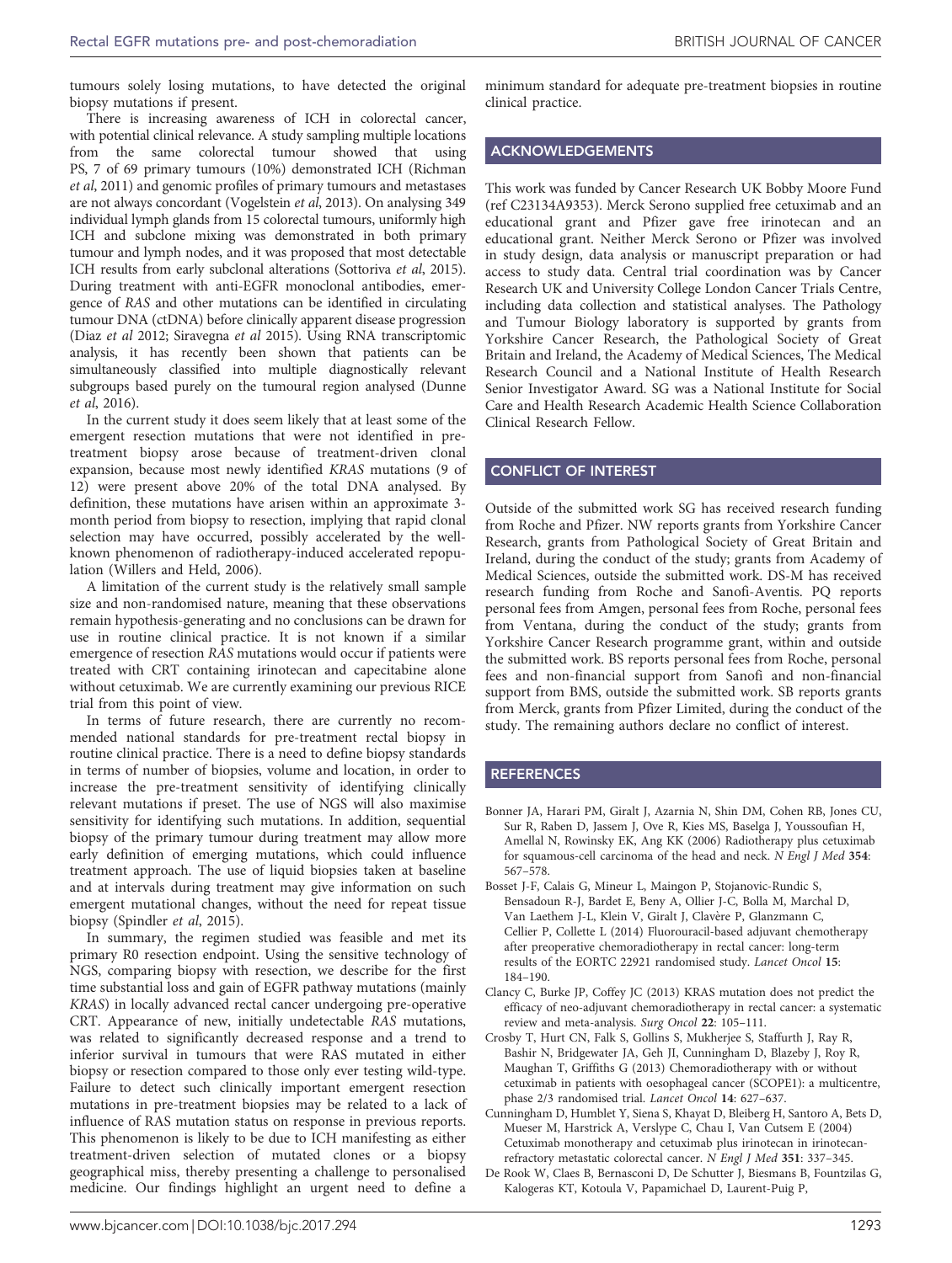tumours solely losing mutations, to have detected the original biopsy mutations if present.

There is increasing awareness of ICH in colorectal cancer, with potential clinical relevance. A study sampling multiple locations from the same colorectal tumour showed that using PS, 7 of 69 primary tumours (10%) demonstrated ICH (Richman *et al*, 2011) and genomic profiles of primary tumours and metastases are not always concordant (Vogelstein *et al*, 2013). On analysing 349 individual lymph glands from 15 colorectal tumours, uniformly high ICH and subclone mixing was demonstrated in both primary tumour and lymph nodes, and it was proposed that most detectable ICH results from early subclonal alterations (Sottoriva *et al*, 2015). During treatment with anti-EGFR monoclonal antibodies, emergence of *RAS* and other mutations can be identified in circulating tumour DNA (ctDNA) before clinically apparent disease progression (Diaz *et al* 2012; Siravegna *et al* 2015). Using RNA transcriptomic analysis, it has recently been shown that patients can be simultaneously classified into multiple diagnostically relevant subgroups based purely on the tumoural region analysed (Dunne *et al*, 2016).

In the current study it does seem likely that at least some of the emergent resection mutations that were not identified in pre-treatment biopsy arose because of treatment-driven clonal expansion, because most newly identified *KRAS* mutations (9 of 12) were present above 20% of the total DNA analysed. By definition, these mutations have arisen within an approximate 3-month period from biopsy to resection, implying that rapid clonal selection may have occurred, possibly accelerated by the well-known phenomenon of radiotherapy-induced accelerated repopulation (Willers and Held, 2006).

A limitation of the current study is the relatively small sample size and non-randomised nature, meaning that these observations remain hypothesis-generating and no conclusions can be drawn for use in routine clinical practice. It is not known if a similar emergence of resection *RAS* mutations would occur if patients were treated with CRT containing irinotecan and capecitabine alone without cetuximab. We are currently examining our previous RICE trial from this point of view.

In terms of future research, there are currently no recommended national standards for pre-treatment rectal biopsy in routine clinical practice. There is a need to define biopsy standards in terms of number of biopsies, volume and location, in order to increase the pre-treatment sensitivity of identifying clinically relevant mutations if preset. The use of NGS will also maximise sensitivity for identifying such mutations. In addition, sequential biopsy of the primary tumour during treatment may allow more early definition of emerging mutations, which could influence treatment approach. The use of liquid biopsies taken at baseline and at intervals during treatment may give information on such emergent mutational changes, without the need for repeat tissue biopsy (Spindler *et al*, 2015).

In summary, the regimen studied was feasible and met its primary R0 resection endpoint. Using the sensitive technology of NGS, comparing biopsy with resection, we describe for the first time substantial loss and gain of EGFR pathway mutations (mainly *KRAS*) in locally advanced rectal cancer undergoing pre-operative CRT. Appearance of new, initially undetectable *RAS* mutations, was related to significantly decreased response and a trend to inferior survival in tumours that were RAS mutated in either biopsy or resection compared to those only ever testing wild-type. Failure to detect such clinically important emergent resection mutations in pre-treatment biopsies may be related to a lack of influence of RAS mutation status on response in previous reports. This phenomenon is likely to be due to ICH manifesting as either treatment-driven selection of mutated clones or a biopsy geographical miss, thereby presenting a challenge to personalised medicine. Our findings highlight an urgent need to define a minimum standard for adequate pre-treatment biopsies in routine clinical practice.

## ACKNOWLEDGEMENTS

This work was funded by Cancer Research UK Bobby Moore Fund (ref C23134A9353). Merck Serono supplied free cetuximab and an educational grant and Pfizer gave free irinotecan and an educational grant. Neither Merck Serono or Pfizer was involved in study design, data analysis or manuscript preparation or had access to study data. Central trial coordination was by Cancer Research UK and University College London Cancer Trials Centre, including data collection and statistical analyses. The Pathology and Tumour Biology laboratory is supported by grants from Yorkshire Cancer Research, the Pathological Society of Great Britain and Ireland, the Academy of Medical Sciences, The Medical Research Council and a National Institute of Health Research Senior Investigator Award. SG was a National Institute for Social Care and Health Research Academic Health Science Collaboration Clinical Research Fellow.

## CONFLICT OF INTEREST

Outside of the submitted work SG has received research funding from Roche and Pfizer. NW reports grants from Yorkshire Cancer Research, grants from Pathological Society of Great Britain and Ireland, during the conduct of the study; grants from Academy of Medical Sciences, outside the submitted work. DS-M has received research funding from Roche and Sanofi-Aventis. PQ reports personal fees from Amgen, personal fees from Roche, personal fees from Ventana, during the conduct of the study; grants from Yorkshire Cancer Research programme grant, within and outside the submitted work. BS reports personal fees from Roche, personal fees and non-financial support from Sanofi and non-financial support from BMS, outside the submitted work. SB reports grants from Merck, grants from Pfizer Limited, during the conduct of the study. The remaining authors declare no conflict of interest.

## REFERENCES

Bonner JA, Harari PM, Giralt J, Azarnia N, Shin DM, Cohen RB, Jones CU, Sur R, Raben D, Jassem J, Ove R, Kies MS, Baselga J, Youssoufian H, Amellal N, Rowinsky EK, Ang KK (2006) Radiotherapy plus cetuximab for squamous-cell carcinoma of the head and neck. *N Engl J Med* **354**: 567–578.

Bosset J-F, Calais G, Mineur L, Maingon P, Stojanovic-Rundic S, Bensadoun R-J, Bardet E, Beny A, Ollier J-C, Bolla M, Marchal D, Van Laethem J-L, Klein V, Giralt J, Clavère P, Glanzmann C, Cellier P, Collette L (2014) Fluorouracil-based adjuvant chemotherapy after preoperative chemoradiotherapy in rectal cancer: long-term results of the EORTC 22921 randomised study. *Lancet Oncol* **15**: 184–190.

Clancy C, Burke JP, Coffey JC (2013) KRAS mutation does not predict the efficacy of neo-adjuvant chemoradiotherapy in rectal cancer: a systematic review and meta-analysis. *Surg Oncol* **22**: 105–111.

Crosby T, Hurt CN, Falk S, Gollins S, Mukherjee S, Staffurth J, Ray R, Bashir N, Bridgewater JA, Geh JI, Cunningham D, Blazeby J, Roy R, Maughan T, Griffiths G (2013) Chemoradiotherapy with or without cetuximab in patients with oesophageal cancer (SCOPE1): a multicentre, phase 2/3 randomised trial. *Lancet Oncol* **14**: 627–637.

Cunningham D, Humblet Y, Siena S, Khayat D, Bleiberg H, Santoro A, Bets D, Mueser M, Harstrick A, Verslype C, Chau I, Van Cutsem E (2004) Cetuximab monotherapy and cetuximab plus irinotecan in irinotecan-refractory metastatic colorectal cancer. *N Engl J Med* **351**: 337–345.

De Rook W, Claes B, Bernasconi D, De Schutter J, Biesmans B, Fountzilas G, Kalogeras KT, Kotoula V, Papamichael D, Laurent-Puig P,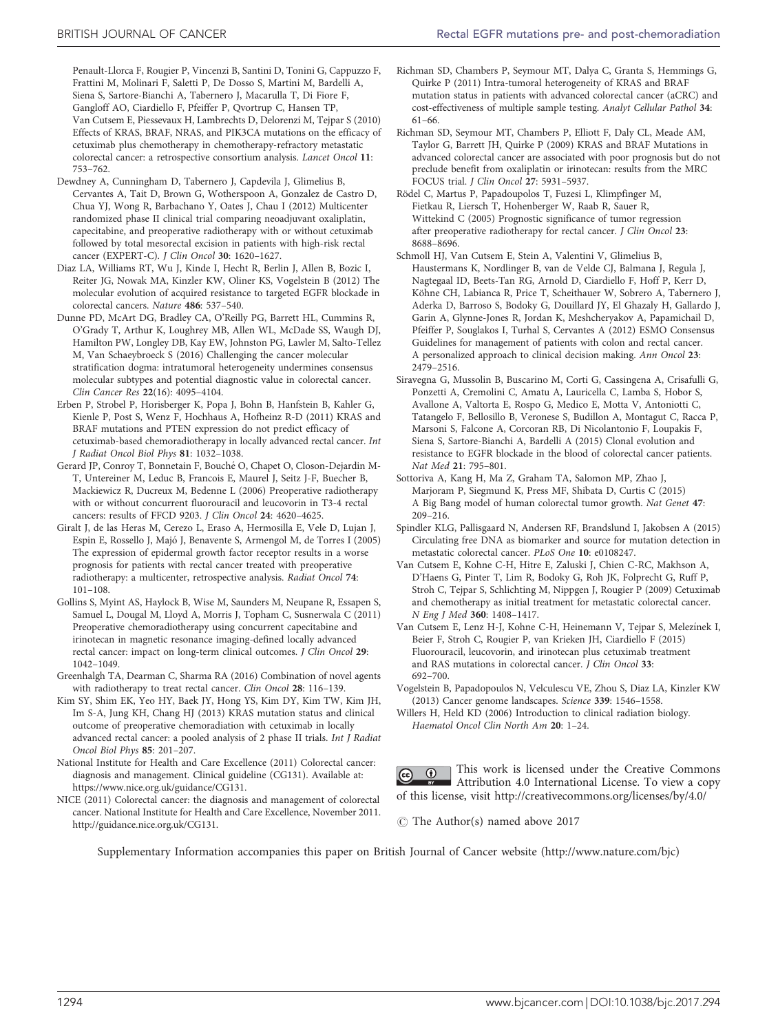Penault-Llorca F, Rougier P, Vincenzi B, Santini D, Tonini G, Cappuzzo F, Frattini M, Molinari F, Saletti P, De Dosso S, Martini M, Bardelli A, Siena S, Sartore-Bianchi A, Tabernero J, Macarulla T, Di Fiore F, Gangloff AO, Ciardiello F, Pfeiffer P, Qvortrup C, Hansen TP, Van Cutsem E, Piessevaux H, Lambrechts D, Delorenzi M, Tejpar S (2010) Effects of KRAS, BRAF, NRAS, and PIK3CA mutations on the efficacy of cetuximab plus chemotherapy in chemotherapy-refractory metastatic colorectal cancer: a retrospective consortium analysis. *Lancet Oncol* **11**: 753–762.

Dewdney A, Cunningham D, Tabernero J, Capdevila J, Glimelius B, Cervantes A, Tait D, Brown G, Wotherspoon A, Gonzalez de Castro D, Chua YJ, Wong R, Barbachano Y, Oates J, Chau I (2012) Multicenter randomized phase II clinical trial comparing neoadjuvant oxaliplatin, capecitabine, and preoperative radiotherapy with or without cetuximab followed by total mesorectal excision in patients with high-risk rectal cancer (EXPERT-C). *J Clin Oncol* **30**: 1620–1627.

Diaz LA, Williams RT, Wu J, Kinde I, Hecht R, Berlin J, Allen B, Bozic I, Reiter JG, Nowak MA, Kinzler KW, Oliner KS, Vogelstein B (2012) The molecular evolution of acquired resistance to targeted EGFR blockade in colorectal cancers. *Nature* **486**: 537–540.

Dunne PD, McArt DG, Bradley CA, O'Reilly PG, Barrett HL, Cummins R, O'Grady T, Arthur K, Loughrey MB, Allen WL, McDade SS, Waugh DJ, Hamilton PW, Longley DB, Kay EW, Johnston PG, Lawler M, Salto-Tellez M, Van Schaeybroeck S (2016) Challenging the cancer molecular stratification dogma: intratumoral heterogeneity undermines consensus molecular subtypes and potential diagnostic value in colorectal cancer. *Clin Cancer Res* **22**(16): 4095–4104.

Erben P, Strobel P, Horisberger K, Popa J, Bohn B, Hanfstein B, Kahler G, Kienle P, Post S, Wenz F, Hochhaus A, Hofheinz R-D (2011) KRAS and BRAF mutations and PTEN expression do not predict efficacy of cetuximab-based chemoradiotherapy in locally advanced rectal cancer. *Int J Radiat Oncol Biol Phys* **81**: 1032–1038.

Gerard JP, Conroy T, Bonnetain F, Bouché O, Chapet O, Closon-Dejardin M-T, Untereiner M, Leduc B, Francois E, Maurel J, Seitz J-F, Buecher B, Mackiewicz R, Ducreux M, Bedenne L (2006) Preoperative radiotherapy with or without concurrent fluorouracil and leucovorin in T3-4 rectal cancers: results of FFCD 9203. *J Clin Oncol* **24**: 4620–4625.

Giralt J, de las Heras M, Cerezo L, Eraso A, Hermosilla E, Vele D, Lujan J, Espin E, Rossello J, Majó J, Benavente S, Armengol M, de Torres I (2005) The expression of epidermal growth factor receptor results in a worse prognosis for patients with rectal cancer treated with preoperative radiotherapy: a multicenter, retrospective analysis. *Radiat Oncol* **74**: 101–108.

Gollins S, Myint AS, Haylock B, Wise M, Saunders M, Neupane R, Essapen S, Samuel L, Dougal M, Lloyd A, Morris J, Topham C, Susnerwala C (2011) Preoperative chemoradiotherapy using concurrent capecitabine and irinotecan in magnetic resonance imaging-defined locally advanced rectal cancer: impact on long-term clinical outcomes. *J Clin Oncol* **29**: 1042–1049.

Greenhalgh TA, Dearman C, Sharma RA (2016) Combination of novel agents with radiotherapy to treat rectal cancer. *Clin Oncol* **28**: 116–139.

Kim SY, Shim EK, Yeo HY, Baek JY, Hong YS, Kim DY, Kim TW, Kim JH, Im S-A, Jung KH, Chang HJ (2013) KRAS mutation status and clinical outcome of preoperative chemoradiation with cetuximab in locally advanced rectal cancer: a pooled analysis of 2 phase II trials. *Int J Radiat Oncol Biol Phys* **85**: 201–207.

National Institute for Health and Care Excellence (2011) Colorectal cancer: diagnosis and management. Clinical guideline (CG131). Available at: https://www.nice.org.uk/guidance/CG131.

NICE (2011) Colorectal cancer: the diagnosis and management of colorectal cancer. National Institute for Health and Care Excellence, November 2011. http://guidance.nice.org.uk/CG131.

Richman SD, Chambers P, Seymour MT, Dalya C, Granta S, Hemmings G, Quirke P (2011) Intra-tumoral heterogeneity of KRAS and BRAF mutation status in patients with advanced colorectal cancer (aCRC) and cost-effectiveness of multiple sample testing. *Analyt Cellular Pathol* **34**: 61–66.

Richman SD, Seymour MT, Chambers P, Elliott F, Daly CL, Meade AM, Taylor G, Barrett JH, Quirke P (2009) KRAS and BRAF Mutations in advanced colorectal cancer are associated with poor prognosis but do not preclude benefit from oxaliplatin or irinotecan: results from the MRC FOCUS trial. *J Clin Oncol* **27**: 5931–5937.

Rödel C, Martus P, Papadoupolos T, Fuzesi L, Klimpfinger M, Fietkau R, Liersch T, Hohenberger W, Raab R, Sauer R, Wittekind C (2005) Prognostic significance of tumor regression after preoperative radiotherapy for rectal cancer. *J Clin Oncol* **23**: 8688–8696.

Schmoll HJ, Van Cutsem E, Stein A, Valentini V, Glimelius B, Haustermans K, Nordlinger B, van de Velde CJ, Balmana J, Regula J, Nagtegaal ID, Beets-Tan RG, Arnold D, Ciardiello F, Hoff P, Kerr D, Köhne CH, Labianca R, Price T, Scheithauer W, Sobrero A, Tabernero J, Aderka D, Barroso S, Bodoky G, Douillard JY, El Ghazaly H, Gallardo J, Garin A, Glynne-Jones R, Jordan K, Meshcheryakov A, Papamichail D, Pfeiffer P, Souglakos I, Turhal S, Cervantes A (2012) ESMO Consensus Guidelines for management of patients with colon and rectal cancer. A personalized approach to clinical decision making. *Ann Oncol* **23**: 2479–2516.

Siravegna G, Mussolin B, Buscarino M, Corti G, Cassingena A, Crisafulli G, Ponzetti A, Cremolini C, Amatu A, Lauricella C, Lamba S, Hobor S, Avallone A, Valtorta E, Rospo G, Medico E, Motta V, Antoniotti C, Tatangelo F, Bellosillo B, Veronese S, Budillon A, Montagut C, Racca P, Marsoni S, Falcone A, Corcoran RB, Di Nicolantonio F, Loupakis F, Siena S, Sartore-Bianchi A, Bardelli A (2015) Clonal evolution and resistance to EGFR blockade in the blood of colorectal cancer patients. *Nat Med* **21**: 795–801.

Sottoriva A, Kang H, Ma Z, Graham TA, Salomon MP, Zhao J, Marjoram P, Siegmund K, Press MF, Shibata D, Curtis C (2015) A Big Bang model of human colorectal tumor growth. *Nat Genet* **47**: 209–216.

Spindler KLG, Pallisgaard N, Andersen RF, Brandslund I, Jakobsen A (2015) Circulating free DNA as biomarker and source for mutation detection in metastatic colorectal cancer. *PLoS One* **10**: e0108247.

Van Cutsem E, Kohne C-H, Hitre E, Zaluski J, Chien C-RC, Makhson A, D'Haens G, Pinter T, Lim R, Bodoky G, Roh JK, Folprecht G, Ruff P, Stroh C, Tejpar S, Schlichting M, Nippgen J, Rougier P (2009) Cetuximab and chemotherapy as initial treatment for metastatic colorectal cancer. *N Eng J Med* **360**: 1408–1417.

Van Cutsem E, Lenz H-J, Kohne C-H, Heinemann V, Tejpar S, Melezínek I, Beier F, Stroh C, Rougier P, van Krieken JH, Ciardiello F (2015) Fluorouracil, leucovorin, and irinotecan plus cetuximab treatment and RAS mutations in colorectal cancer. *J Clin Oncol* **33**: 692–700.

Vogelstein B, Papadopoulos N, Velculescu VE, Zhou S, Diaz LA, Kinzler KW (2013) Cancer genome landscapes. *Science* **339**: 1546–1558.

Willers H, Held KD (2006) Introduction to clinical radiation biology. *Haematol Oncol Clin North Am* **20**: 1–24.

This work is licensed under the Creative Commons Attribution 4.0 International License. To view a copy of this license, visit http://creativecommons.org/licenses/by/4.0/

© The Author(s) named above 2017

Supplementary Information accompanies this paper on British Journal of Cancer website (http://www.nature.com/bjc)